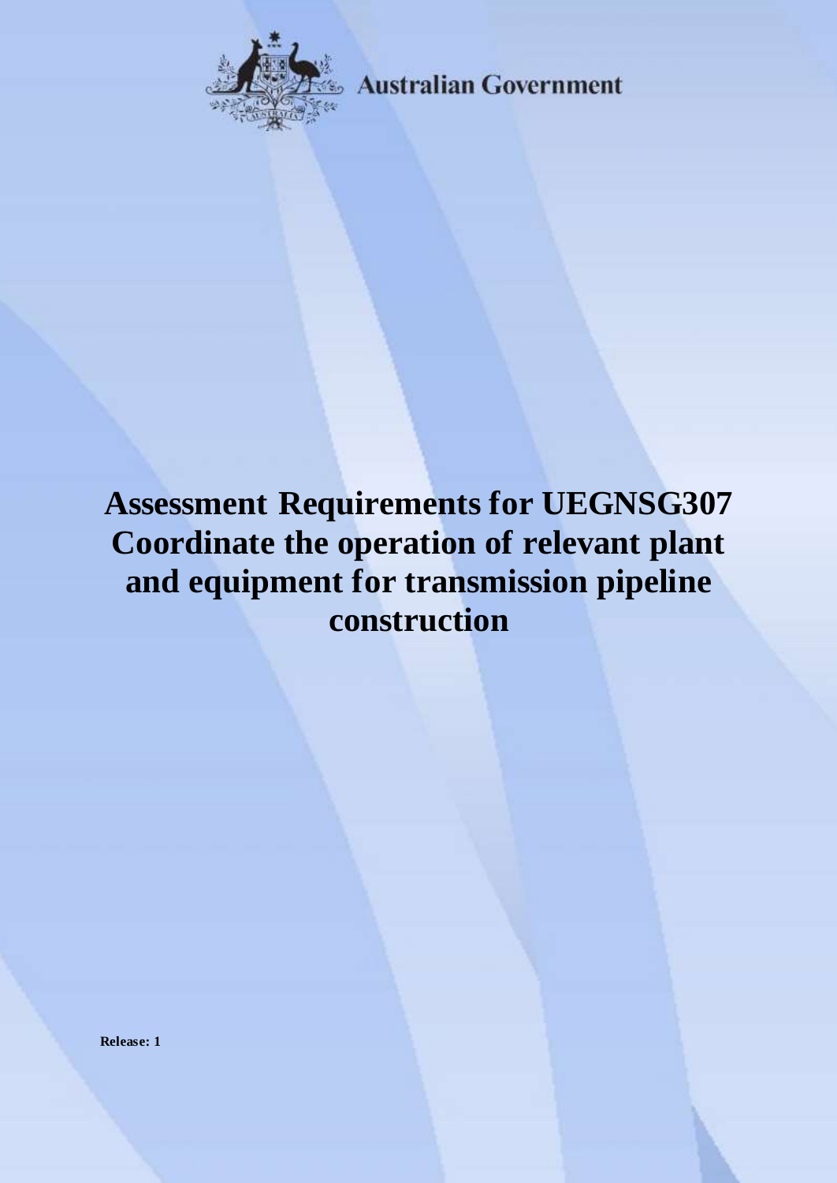Australian Government

# Assessment Requirements for UEGNSG307 Coordinate the operation of relevant plant and equipment for transmission pipeline construction

**Release: 1**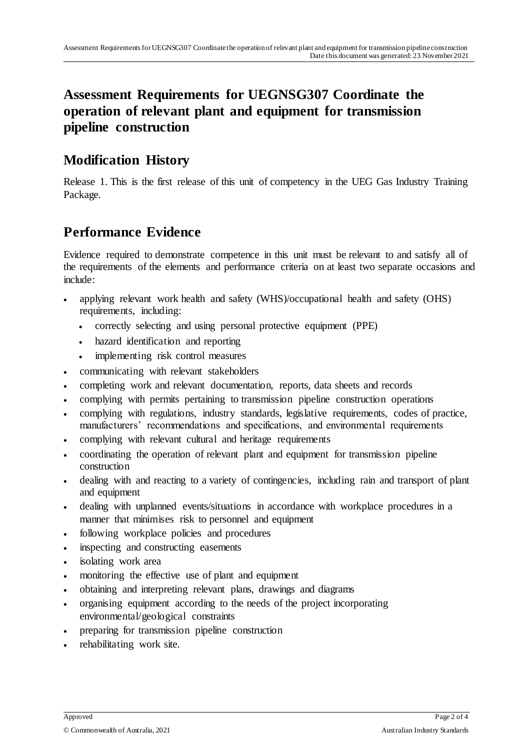# Assessment Requirements for UEGNSG307 Coordinate the operation of relevant plant and equipment for transmission pipeline construction

## Modification History

Release 1. This is the first release of this unit of competency in the UEG Gas Industry Training Package.

## Performance Evidence

Evidence required to demonstrate competence in this unit must be relevant to and satisfy all of the requirements of the elements and performance criteria on at least two separate occasions and include:

- applying relevant work health and safety (WHS)/occupational health and safety (OHS) requirements, including:
  - correctly selecting and using personal protective equipment (PPE)
  - hazard identification and reporting
  - implementing risk control measures
- communicating with relevant stakeholders
- completing work and relevant documentation, reports, data sheets and records
- complying with permits pertaining to transmission pipeline construction operations
- complying with regulations, industry standards, legislative requirements, codes of practice, manufacturers' recommendations and specifications, and environmental requirements
- complying with relevant cultural and heritage requirements
- coordinating the operation of relevant plant and equipment for transmission pipeline construction
- dealing with and reacting to a variety of contingencies, including rain and transport of plant and equipment
- dealing with unplanned events/situations in accordance with workplace procedures in a manner that minimises risk to personnel and equipment
- following workplace policies and procedures
- inspecting and constructing easements
- isolating work area
- monitoring the effective use of plant and equipment
- obtaining and interpreting relevant plans, drawings and diagrams
- organising equipment according to the needs of the project incorporating environmental/geological constraints
- preparing for transmission pipeline construction
- rehabilitating work site.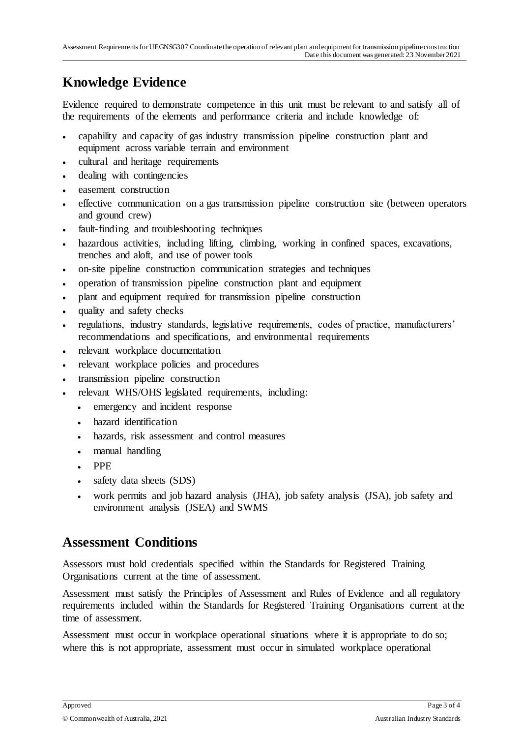## Knowledge Evidence

Evidence required to demonstrate competence in this unit must be relevant to and satisfy all of the requirements of the elements and performance criteria and include knowledge of:

- capability and capacity of gas industry transmission pipeline construction plant and equipment across variable terrain and environment
- cultural and heritage requirements
- dealing with contingencies
- easement construction
- effective communication on a gas transmission pipeline construction site (between operators and ground crew)
- fault-finding and troubleshooting techniques
- hazardous activities, including lifting, climbing, working in confined spaces, excavations, trenches and aloft, and use of power tools
- on-site pipeline construction communication strategies and techniques
- operation of transmission pipeline construction plant and equipment
- plant and equipment required for transmission pipeline construction
- quality and safety checks
- regulations, industry standards, legislative requirements, codes of practice, manufacturers' recommendations and specifications, and environmental requirements
- relevant workplace documentation
- relevant workplace policies and procedures
- transmission pipeline construction
- relevant WHS/OHS legislated requirements, including:
  - emergency and incident response
  - hazard identification
  - hazards, risk assessment and control measures
  - manual handling
  - PPE
  - safety data sheets (SDS)
  - work permits and job hazard analysis (JHA), job safety analysis (JSA), job safety and environment analysis (JSEA) and SWMS

## Assessment Conditions

Assessors must hold credentials specified within the Standards for Registered Training Organisations current at the time of assessment.

Assessment must satisfy the Principles of Assessment and Rules of Evidence and all regulatory requirements included within the Standards for Registered Training Organisations current at the time of assessment.

Assessment must occur in workplace operational situations where it is appropriate to do so; where this is not appropriate, assessment must occur in simulated workplace operational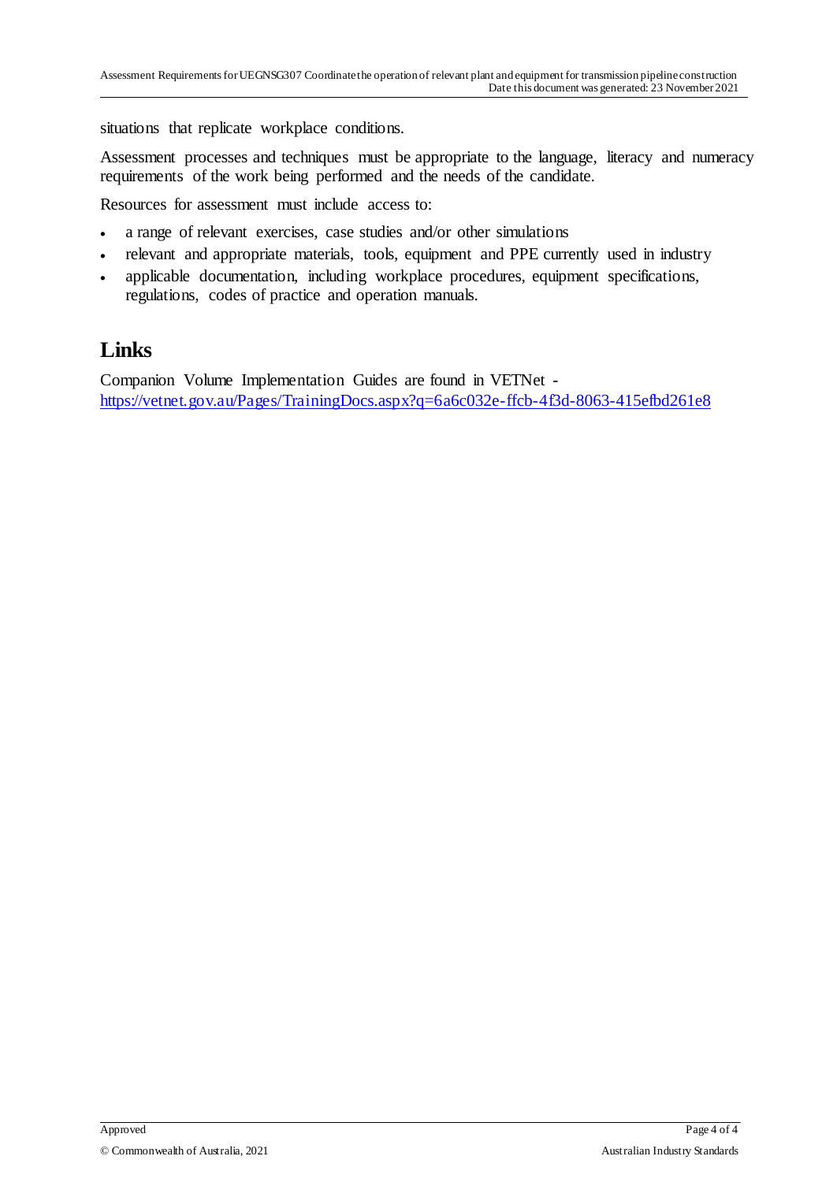situations that replicate workplace conditions.

Assessment processes and techniques must be appropriate to the language, literacy and numeracy requirements of the work being performed and the needs of the candidate.

Resources for assessment must include access to:

- a range of relevant exercises, case studies and/or other simulations
- relevant and appropriate materials, tools, equipment and PPE currently used in industry
- applicable documentation, including workplace procedures, equipment specifications, regulations, codes of practice and operation manuals.

## Links

Companion Volume Implementation Guides are found in VETNet - https://vetnet.gov.au/Pages/TrainingDocs.aspx?q=6a6c032e-ffcb-4f3d-8063-415efbd261e8